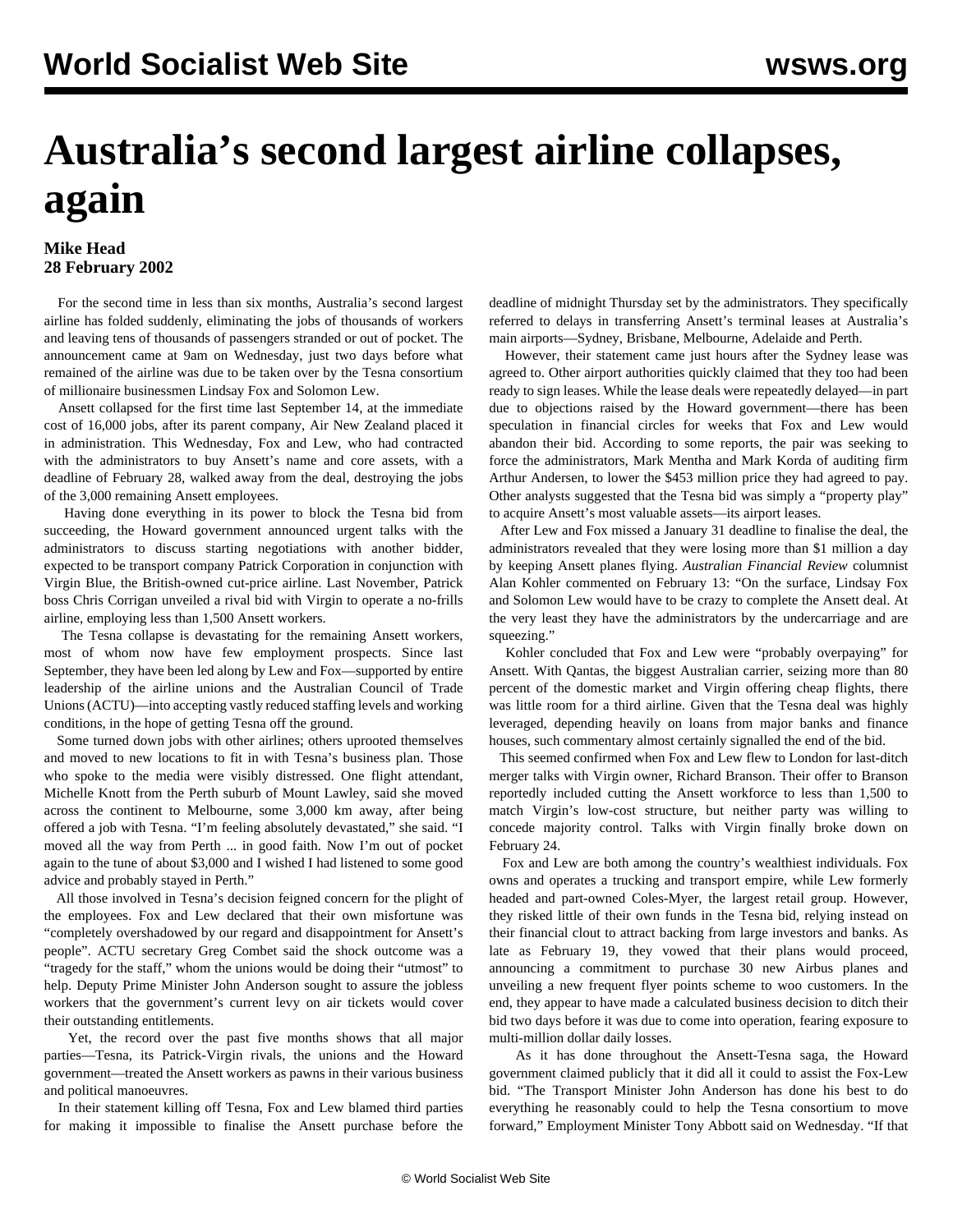# Australia's second largest airline collapses, again

**Mike Head**
**28 February 2002**

For the second time in less than six months, Australia's second largest airline has folded suddenly, eliminating the jobs of thousands of workers and leaving tens of thousands of passengers stranded or out of pocket. The announcement came at 9am on Wednesday, just two days before what remained of the airline was due to be taken over by the Tesna consortium of millionaire businessmen Lindsay Fox and Solomon Lew.

Ansett collapsed for the first time last September 14, at the immediate cost of 16,000 jobs, after its parent company, Air New Zealand placed it in administration. This Wednesday, Fox and Lew, who had contracted with the administrators to buy Ansett's name and core assets, with a deadline of February 28, walked away from the deal, destroying the jobs of the 3,000 remaining Ansett employees.

Having done everything in its power to block the Tesna bid from succeeding, the Howard government announced urgent talks with the administrators to discuss starting negotiations with another bidder, expected to be transport company Patrick Corporation in conjunction with Virgin Blue, the British-owned cut-price airline. Last November, Patrick boss Chris Corrigan unveiled a rival bid with Virgin to operate a no-frills airline, employing less than 1,500 Ansett workers.

The Tesna collapse is devastating for the remaining Ansett workers, most of whom now have few employment prospects. Since last September, they have been led along by Lew and Fox—supported by entire leadership of the airline unions and the Australian Council of Trade Unions (ACTU)—into accepting vastly reduced staffing levels and working conditions, in the hope of getting Tesna off the ground.

Some turned down jobs with other airlines; others uprooted themselves and moved to new locations to fit in with Tesna's business plan. Those who spoke to the media were visibly distressed. One flight attendant, Michelle Knott from the Perth suburb of Mount Lawley, said she moved across the continent to Melbourne, some 3,000 km away, after being offered a job with Tesna. "I'm feeling absolutely devastated," she said. "I moved all the way from Perth ... in good faith. Now I'm out of pocket again to the tune of about $3,000 and I wished I had listened to some good advice and probably stayed in Perth."

All those involved in Tesna's decision feigned concern for the plight of the employees. Fox and Lew declared that their own misfortune was "completely overshadowed by our regard and disappointment for Ansett's people". ACTU secretary Greg Combet said the shock outcome was a "tragedy for the staff," whom the unions would be doing their "utmost" to help. Deputy Prime Minister John Anderson sought to assure the jobless workers that the government's current levy on air tickets would cover their outstanding entitlements.

Yet, the record over the past five months shows that all major parties—Tesna, its Patrick-Virgin rivals, the unions and the Howard government—treated the Ansett workers as pawns in their various business and political manoeuvres.

In their statement killing off Tesna, Fox and Lew blamed third parties for making it impossible to finalise the Ansett purchase before the deadline of midnight Thursday set by the administrators. They specifically referred to delays in transferring Ansett's terminal leases at Australia's main airports—Sydney, Brisbane, Melbourne, Adelaide and Perth.

However, their statement came just hours after the Sydney lease was agreed to. Other airport authorities quickly claimed that they too had been ready to sign leases. While the lease deals were repeatedly delayed—in part due to objections raised by the Howard government—there has been speculation in financial circles for weeks that Fox and Lew would abandon their bid. According to some reports, the pair was seeking to force the administrators, Mark Mentha and Mark Korda of auditing firm Arthur Andersen, to lower the $453 million price they had agreed to pay. Other analysts suggested that the Tesna bid was simply a "property play" to acquire Ansett's most valuable assets—its airport leases.

After Lew and Fox missed a January 31 deadline to finalise the deal, the administrators revealed that they were losing more than $1 million a day by keeping Ansett planes flying. *Australian Financial Review* columnist Alan Kohler commented on February 13: "On the surface, Lindsay Fox and Solomon Lew would have to be crazy to complete the Ansett deal. At the very least they have the administrators by the undercarriage and are squeezing."

Kohler concluded that Fox and Lew were "probably overpaying" for Ansett. With Qantas, the biggest Australian carrier, seizing more than 80 percent of the domestic market and Virgin offering cheap flights, there was little room for a third airline. Given that the Tesna deal was highly leveraged, depending heavily on loans from major banks and finance houses, such commentary almost certainly signalled the end of the bid.

This seemed confirmed when Fox and Lew flew to London for last-ditch merger talks with Virgin owner, Richard Branson. Their offer to Branson reportedly included cutting the Ansett workforce to less than 1,500 to match Virgin's low-cost structure, but neither party was willing to concede majority control. Talks with Virgin finally broke down on February 24.

Fox and Lew are both among the country's wealthiest individuals. Fox owns and operates a trucking and transport empire, while Lew formerly headed and part-owned Coles-Myer, the largest retail group. However, they risked little of their own funds in the Tesna bid, relying instead on their financial clout to attract backing from large investors and banks. As late as February 19, they vowed that their plans would proceed, announcing a commitment to purchase 30 new Airbus planes and unveiling a new frequent flyer points scheme to woo customers. In the end, they appear to have made a calculated business decision to ditch their bid two days before it was due to come into operation, fearing exposure to multi-million dollar daily losses.

As it has done throughout the Ansett-Tesna saga, the Howard government claimed publicly that it did all it could to assist the Fox-Lew bid. "The Transport Minister John Anderson has done his best to do everything he reasonably could to help the Tesna consortium to move forward," Employment Minister Tony Abbott said on Wednesday. "If that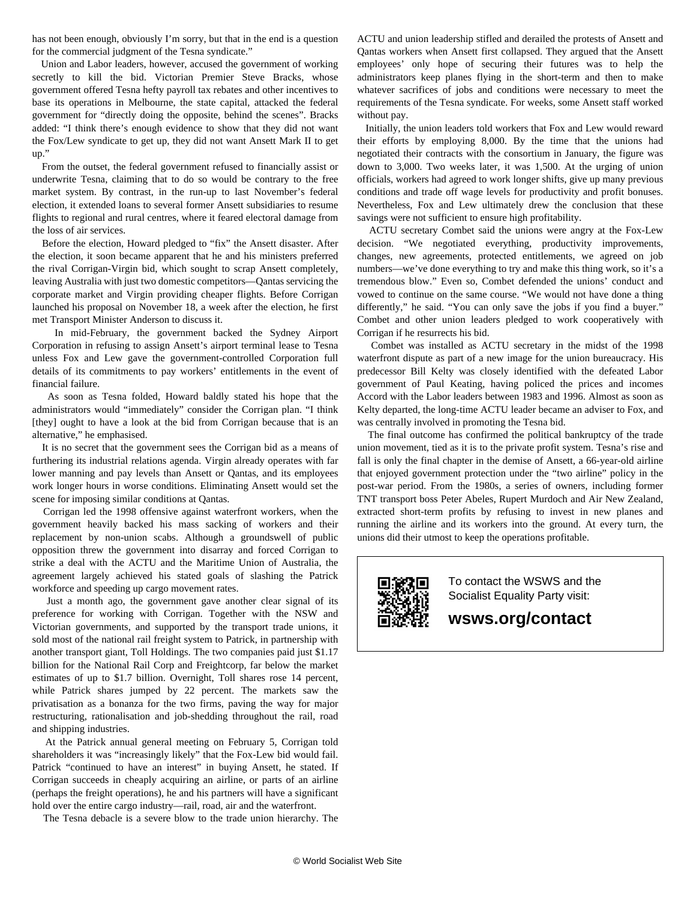has not been enough, obviously I'm sorry, but that in the end is a question for the commercial judgment of the Tesna syndicate."

Union and Labor leaders, however, accused the government of working secretly to kill the bid. Victorian Premier Steve Bracks, whose government offered Tesna hefty payroll tax rebates and other incentives to base its operations in Melbourne, the state capital, attacked the federal government for "directly doing the opposite, behind the scenes". Bracks added: "I think there's enough evidence to show that they did not want the Fox/Lew syndicate to get up, they did not want Ansett Mark II to get up."

From the outset, the federal government refused to financially assist or underwrite Tesna, claiming that to do so would be contrary to the free market system. By contrast, in the run-up to last November's federal election, it extended loans to several former Ansett subsidiaries to resume flights to regional and rural centres, where it feared electoral damage from the loss of air services.

Before the election, Howard pledged to "fix" the Ansett disaster. After the election, it soon became apparent that he and his ministers preferred the rival Corrigan-Virgin bid, which sought to scrap Ansett completely, leaving Australia with just two domestic competitors—Qantas servicing the corporate market and Virgin providing cheaper flights. Before Corrigan launched his proposal on November 18, a week after the election, he first met Transport Minister Anderson to discuss it.

In mid-February, the government backed the Sydney Airport Corporation in refusing to assign Ansett's airport terminal lease to Tesna unless Fox and Lew gave the government-controlled Corporation full details of its commitments to pay workers' entitlements in the event of financial failure.

As soon as Tesna folded, Howard baldly stated his hope that the administrators would "immediately" consider the Corrigan plan. "I think [they] ought to have a look at the bid from Corrigan because that is an alternative," he emphasised.

It is no secret that the government sees the Corrigan bid as a means of furthering its industrial relations agenda. Virgin already operates with far lower manning and pay levels than Ansett or Qantas, and its employees work longer hours in worse conditions. Eliminating Ansett would set the scene for imposing similar conditions at Qantas.

Corrigan led the 1998 offensive against waterfront workers, when the government heavily backed his mass sacking of workers and their replacement by non-union scabs. Although a groundswell of public opposition threw the government into disarray and forced Corrigan to strike a deal with the ACTU and the Maritime Union of Australia, the agreement largely achieved his stated goals of slashing the Patrick workforce and speeding up cargo movement rates.

Just a month ago, the government gave another clear signal of its preference for working with Corrigan. Together with the NSW and Victorian governments, and supported by the transport trade unions, it sold most of the national rail freight system to Patrick, in partnership with another transport giant, Toll Holdings. The two companies paid just $1.17 billion for the National Rail Corp and Freightcorp, far below the market estimates of up to $1.7 billion. Overnight, Toll shares rose 14 percent, while Patrick shares jumped by 22 percent. The markets saw the privatisation as a bonanza for the two firms, paving the way for major restructuring, rationalisation and job-shedding throughout the rail, road and shipping industries.

At the Patrick annual general meeting on February 5, Corrigan told shareholders it was "increasingly likely" that the Fox-Lew bid would fail. Patrick "continued to have an interest" in buying Ansett, he stated. If Corrigan succeeds in cheaply acquiring an airline, or parts of an airline (perhaps the freight operations), he and his partners will have a significant hold over the entire cargo industry—rail, road, air and the waterfront.

The Tesna debacle is a severe blow to the trade union hierarchy. The ACTU and union leadership stifled and derailed the protests of Ansett and Qantas workers when Ansett first collapsed. They argued that the Ansett employees' only hope of securing their futures was to help the administrators keep planes flying in the short-term and then to make whatever sacrifices of jobs and conditions were necessary to meet the requirements of the Tesna syndicate. For weeks, some Ansett staff worked without pay.

Initially, the union leaders told workers that Fox and Lew would reward their efforts by employing 8,000. By the time that the unions had negotiated their contracts with the consortium in January, the figure was down to 3,000. Two weeks later, it was 1,500. At the urging of union officials, workers had agreed to work longer shifts, give up many previous conditions and trade off wage levels for productivity and profit bonuses. Nevertheless, Fox and Lew ultimately drew the conclusion that these savings were not sufficient to ensure high profitability.

ACTU secretary Combet said the unions were angry at the Fox-Lew decision. "We negotiated everything, productivity improvements, changes, new agreements, protected entitlements, we agreed on job numbers—we've done everything to try and make this thing work, so it's a tremendous blow." Even so, Combet defended the unions' conduct and vowed to continue on the same course. "We would not have done a thing differently," he said. "You can only save the jobs if you find a buyer." Combet and other union leaders pledged to work cooperatively with Corrigan if he resurrects his bid.

Combet was installed as ACTU secretary in the midst of the 1998 waterfront dispute as part of a new image for the union bureaucracy. His predecessor Bill Kelty was closely identified with the defeated Labor government of Paul Keating, having policed the prices and incomes Accord with the Labor leaders between 1983 and 1996. Almost as soon as Kelty departed, the long-time ACTU leader became an adviser to Fox, and was centrally involved in promoting the Tesna bid.

The final outcome has confirmed the political bankruptcy of the trade union movement, tied as it is to the private profit system. Tesna's rise and fall is only the final chapter in the demise of Ansett, a 66-year-old airline that enjoyed government protection under the "two airline" policy in the post-war period. From the 1980s, a series of owners, including former TNT transport boss Peter Abeles, Rupert Murdoch and Air New Zealand, extracted short-term profits by refusing to invest in new planes and running the airline and its workers into the ground. At every turn, the unions did their utmost to keep the operations profitable.

To contact the WSWS and the Socialist Equality Party visit:

**wsws.org/contact**